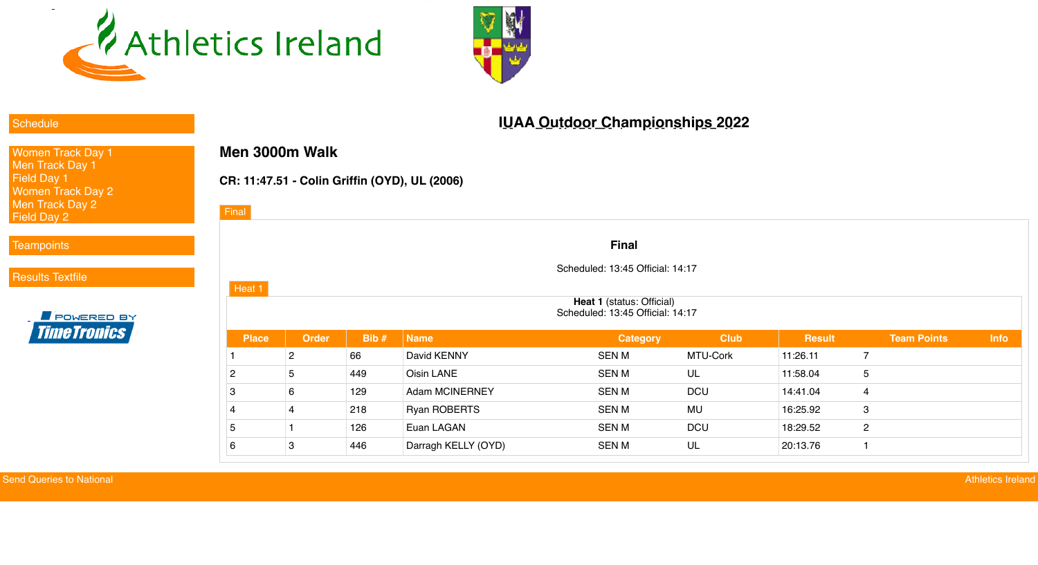Schedule

Women Track Day 1
Men Track Day 1
Field Day 1
Women Track Day 2
Men Track Day 2
Field Day 2

Teampoints

Results Textfile

# IUAA Outdoor Championships 2022

## Men 3000m Walk

**CR: 11:47.51 - Colin Griffin (OYD), UL (2006)**

Final

### Final

Scheduled: 13:45 Official: 14:17

Heat 1

**Heat 1** (status: Official)
Scheduled: 13:45 Official: 14:17

| Place | Order | Bib # | Name | Category | Club | Result | Team Points | Info |
|---|---|---|---|---|---|---|---|---|
| 1 | 2 | 66 | David KENNY | SEN M | MTU-Cork | 11:26.11 | 7 | |
| 2 | 5 | 449 | Oisin LANE | SEN M | UL | 11:58.04 | 5 | |
| 3 | 6 | 129 | Adam MCINERNEY | SEN M | DCU | 14:41.04 | 4 | |
| 4 | 4 | 218 | Ryan ROBERTS | SEN M | MU | 16:25.92 | 3 | |
| 5 | 1 | 126 | Euan LAGAN | SEN M | DCU | 18:29.52 | 2 | |
| 6 | 3 | 446 | Darragh KELLY (OYD) | SEN M | UL | 20:13.76 | 1 | |

Send Queries to National

Athletics Ireland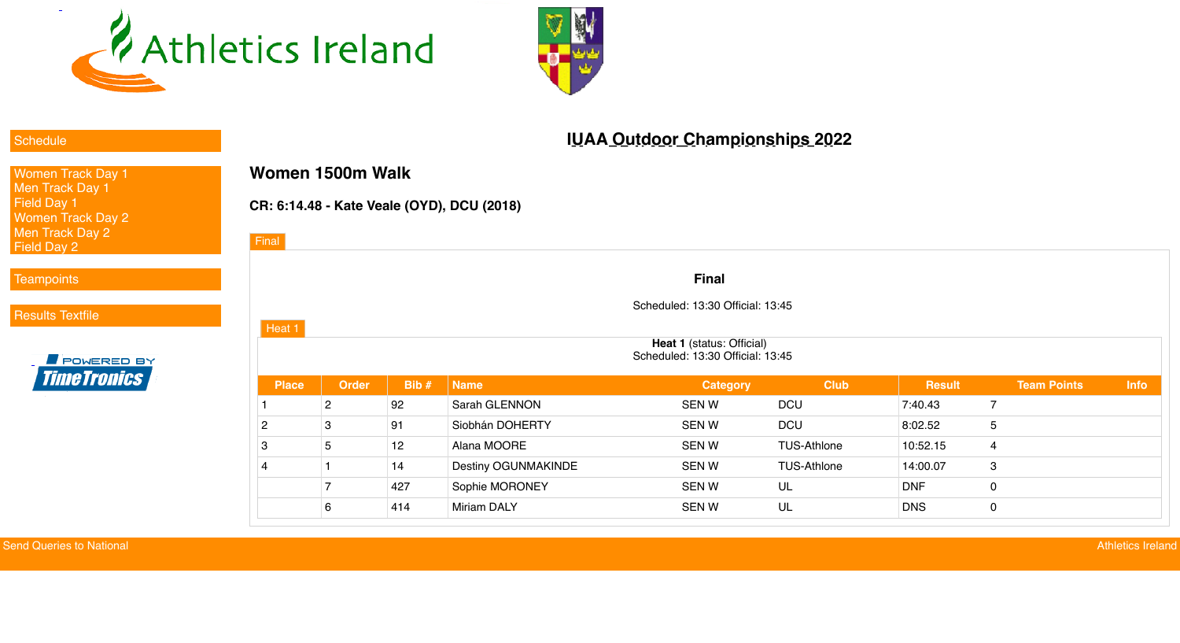Schedule

Women Track Day 1
Men Track Day 1
Field Day 1
Women Track Day 2
Men Track Day 2
Field Day 2

Teampoints

Results Textfile

# IUAA Outdoor Championships 2022

## Women 1500m Walk

**CR: 6:14.48 - Kate Veale (OYD), DCU (2018)**

Final

### Final

Scheduled: 13:30 Official: 13:45

Heat 1

**Heat 1** (status: Official)
Scheduled: 13:30 Official: 13:45

| Place | Order | Bib # | Name | Category | Club | Result | Team Points | Info |
|---|---|---|---|---|---|---|---|---|
| 1 | 2 | 92 | Sarah GLENNON | SEN W | DCU | 7:40.43 | 7 | |
| 2 | 3 | 91 | Siobhán DOHERTY | SEN W | DCU | 8:02.52 | 5 | |
| 3 | 5 | 12 | Alana MOORE | SEN W | TUS-Athlone | 10:52.15 | 4 | |
| 4 | 1 | 14 | Destiny OGUNMAKINDE | SEN W | TUS-Athlone | 14:00.07 | 3 | |
| | 7 | 427 | Sophie MORONEY | SEN W | UL | DNF | 0 | |
| | 6 | 414 | Miriam DALY | SEN W | UL | DNS | 0 | |

Send Queries to National

Athletics Ireland